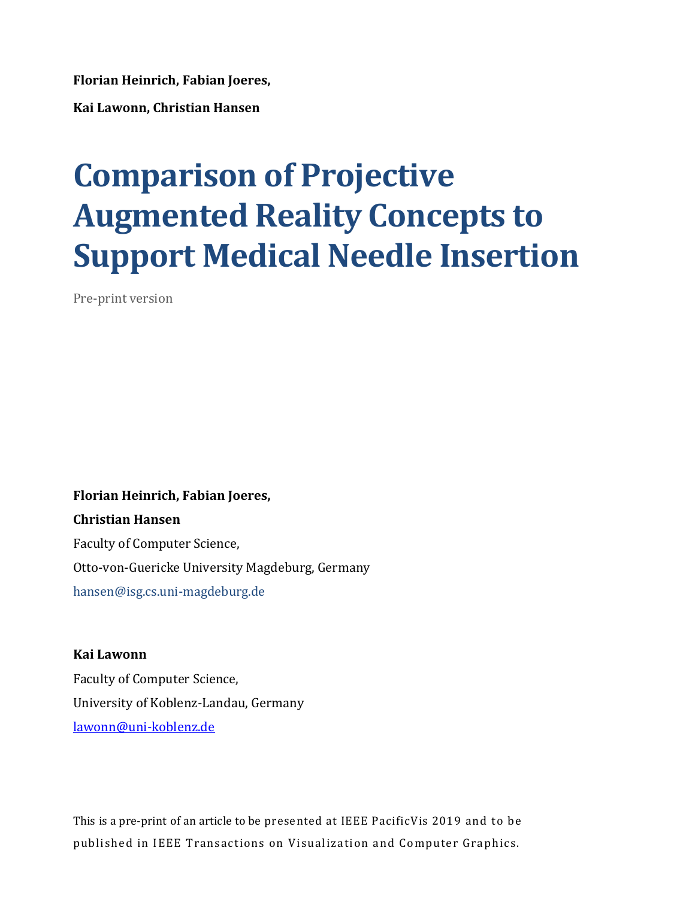**Florian Heinrich, Fabian Joeres,**

**Kai Lawonn, Christian Hansen**

# Comparison of Projective Augmented Reality Concepts to Support Medical Needle Insertion

Pre-print version

**Florian Heinrich, Fabian Joeres,**

**Christian Hansen**

Faculty of Computer Science,

Otto-von-Guericke University Magdeburg, Germany

hansen@isg.cs.uni-magdeburg.de

**Kai Lawonn**

Faculty of Computer Science,

University of Koblenz-Landau, Germany

lawonn@uni-koblenz.de

This is a pre-print of an article to be presented at IEEE PacificVis 2019 and to be published in IEEE Transactions on Visualization and Computer Graphics.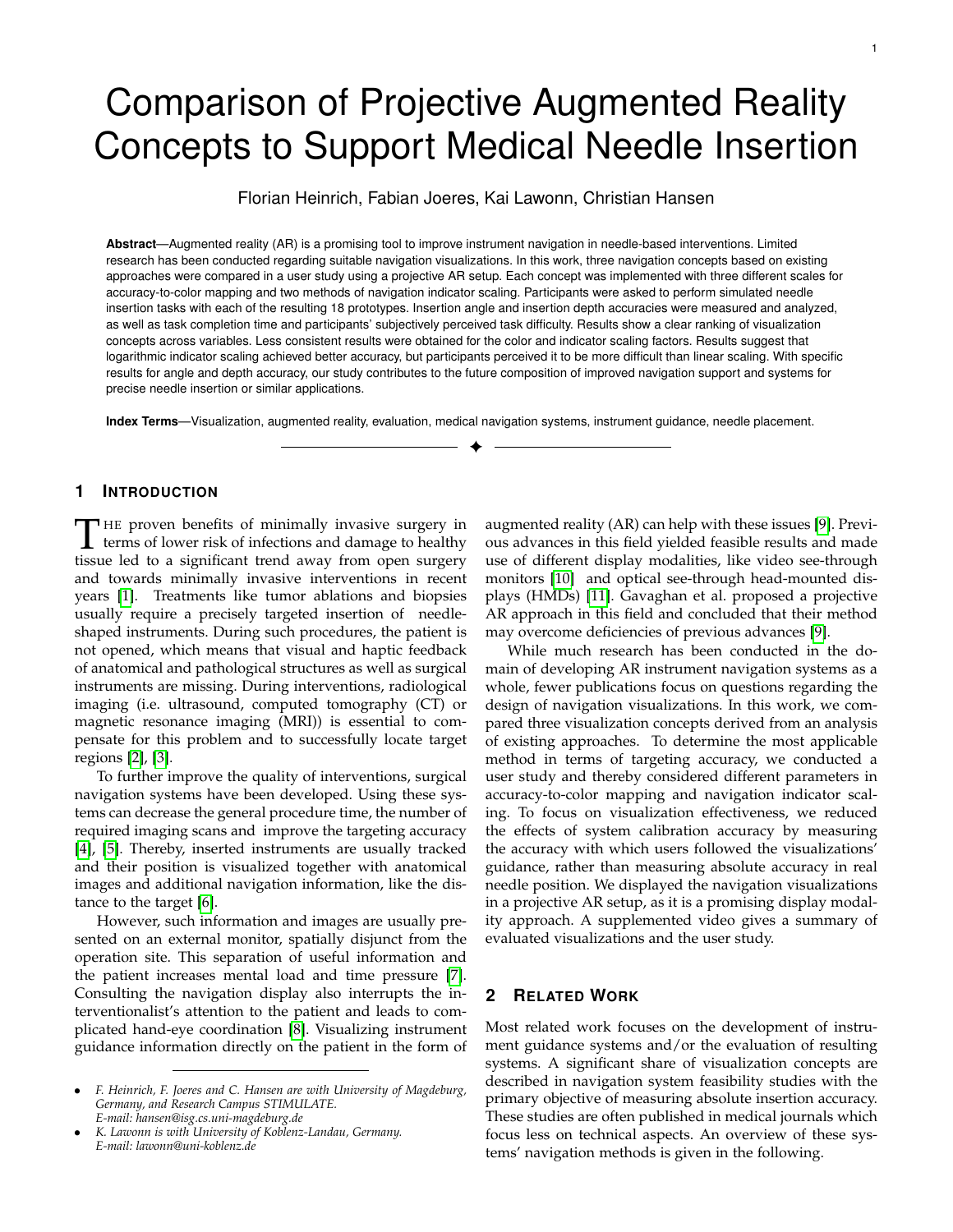# Comparison of Projective Augmented Reality Concepts to Support Medical Needle Insertion

Florian Heinrich, Fabian Joeres, Kai Lawonn, Christian Hansen

**Abstract**—Augmented reality (AR) is a promising tool to improve instrument navigation in needle-based interventions. Limited research has been conducted regarding suitable navigation visualizations. In this work, three navigation concepts based on existing approaches were compared in a user study using a projective AR setup. Each concept was implemented with three different scales for accuracy-to-color mapping and two methods of navigation indicator scaling. Participants were asked to perform simulated needle insertion tasks with each of the resulting 18 prototypes. Insertion angle and insertion depth accuracies were measured and analyzed, as well as task completion time and participants' subjectively perceived task difficulty. Results show a clear ranking of visualization concepts across variables. Less consistent results were obtained for the color and indicator scaling factors. Results suggest that logarithmic indicator scaling achieved better accuracy, but participants perceived it to be more difficult than linear scaling. With specific results for angle and depth accuracy, our study contributes to the future composition of improved navigation support and systems for precise needle insertion or similar applications.

**Index Terms**—Visualization, augmented reality, evaluation, medical navigation systems, instrument guidance, needle placement.

## 1 Introduction

The proven benefits of minimally invasive surgery in terms of lower risk of infections and damage to healthy tissue led to a significant trend away from open surgery and towards minimally invasive interventions in recent years [1]. Treatments like tumor ablations and biopsies usually require a precisely targeted insertion of needle-shaped instruments. During such procedures, the patient is not opened, which means that visual and haptic feedback of anatomical and pathological structures as well as surgical instruments are missing. During interventions, radiological imaging (i.e. ultrasound, computed tomography (CT) or magnetic resonance imaging (MRI)) is essential to compensate for this problem and to successfully locate target regions [2], [3].

To further improve the quality of interventions, surgical navigation systems have been developed. Using these systems can decrease the general procedure time, the number of required imaging scans and improve the targeting accuracy [4], [5]. Thereby, inserted instruments are usually tracked and their position is visualized together with anatomical images and additional navigation information, like the distance to the target [6].

However, such information and images are usually presented on an external monitor, spatially disjunct from the operation site. This separation of useful information and the patient increases mental load and time pressure [7]. Consulting the navigation display also interrupts the interventionalist's attention to the patient and leads to complicated hand-eye coordination [8]. Visualizing instrument guidance information directly on the patient in the form of augmented reality (AR) can help with these issues [9]. Previous advances in this field yielded feasible results and made use of different display modalities, like video see-through monitors [10] and optical see-through head-mounted displays (HMDs) [11]. Gavaghan et al. proposed a projective AR approach in this field and concluded that their method may overcome deficiencies of previous advances [9].

While much research has been conducted in the domain of developing AR instrument navigation systems as a whole, fewer publications focus on questions regarding the design of navigation visualizations. In this work, we compared three visualization concepts derived from an analysis of existing approaches. To determine the most applicable method in terms of targeting accuracy, we conducted a user study and thereby considered different parameters in accuracy-to-color mapping and navigation indicator scaling. To focus on visualization effectiveness, we reduced the effects of system calibration accuracy by measuring the accuracy with which users followed the visualizations' guidance, rather than measuring absolute accuracy in real needle position. We displayed the navigation visualizations in a projective AR setup, as it is a promising display modality approach. A supplemented video gives a summary of evaluated visualizations and the user study.

## 2 Related Work

Most related work focuses on the development of instrument guidance systems and/or the evaluation of resulting systems. A significant share of visualization concepts are described in navigation system feasibility studies with the primary objective of measuring absolute insertion accuracy. These studies are often published in medical journals which focus less on technical aspects. An overview of these systems' navigation methods is given in the following.

- *F. Heinrich, F. Joeres and C. Hansen are with University of Magdeburg, Germany, and Research Campus STIMULATE. E-mail: hansen@isg.cs.uni-magdeburg.de*
- *K. Lawonn is with University of Koblenz-Landau, Germany. E-mail: lawonn@uni-koblenz.de*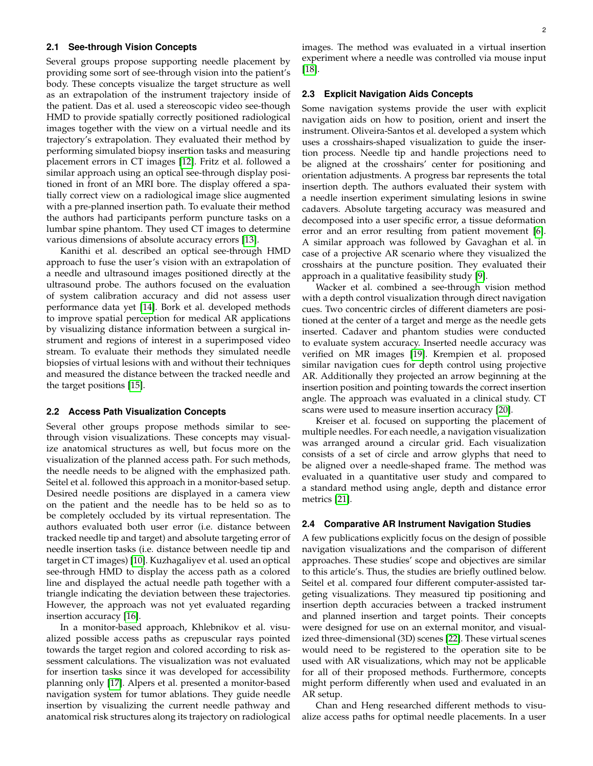### 2.1 See-through Vision Concepts

Several groups propose supporting needle placement by providing some sort of see-through vision into the patient's body. These concepts visualize the target structure as well as an extrapolation of the instrument trajectory inside of the patient. Das et al. used a stereoscopic video see-though HMD to provide spatially correctly positioned radiological images together with the view on a virtual needle and its trajectory's extrapolation. They evaluated their method by performing simulated biopsy insertion tasks and measuring placement errors in CT images [12]. Fritz et al. followed a similar approach using an optical see-through display positioned in front of an MRI bore. The display offered a spatially correct view on a radiological image slice augmented with a pre-planned insertion path. To evaluate their method the authors had participants perform puncture tasks on a lumbar spine phantom. They used CT images to determine various dimensions of absolute accuracy errors [13].

Kanithi et al. described an optical see-through HMD approach to fuse the user's vision with an extrapolation of a needle and ultrasound images positioned directly at the ultrasound probe. The authors focused on the evaluation of system calibration accuracy and did not assess user performance data yet [14]. Bork et al. developed methods to improve spatial perception for medical AR applications by visualizing distance information between a surgical instrument and regions of interest in a superimposed video stream. To evaluate their methods they simulated needle biopsies of virtual lesions with and without their techniques and measured the distance between the tracked needle and the target positions [15].

### 2.2 Access Path Visualization Concepts

Several other groups propose methods similar to see-through vision visualizations. These concepts may visualize anatomical structures as well, but focus more on the visualization of the planned access path. For such methods, the needle needs to be aligned with the emphasized path. Seitel et al. followed this approach in a monitor-based setup. Desired needle positions are displayed in a camera view on the patient and the needle has to be held so as to be completely occluded by its virtual representation. The authors evaluated both user error (i.e. distance between tracked needle tip and target) and absolute targeting error of needle insertion tasks (i.e. distance between needle tip and target in CT images) [10]. Kuzhagaliyev et al. used an optical see-through HMD to display the access path as a colored line and displayed the actual needle path together with a triangle indicating the deviation between these trajectories. However, the approach was not yet evaluated regarding insertion accuracy [16].

In a monitor-based approach, Khlebnikov et al. visualized possible access paths as crepuscular rays pointed towards the target region and colored according to risk assessment calculations. The visualization was not evaluated for insertion tasks since it was developed for accessibility planning only [17]. Alpers et al. presented a monitor-based navigation system for tumor ablations. They guide needle insertion by visualizing the current needle pathway and anatomical risk structures along its trajectory on radiological images. The method was evaluated in a virtual insertion experiment where a needle was controlled via mouse input [18].

### 2.3 Explicit Navigation Aids Concepts

Some navigation systems provide the user with explicit navigation aids on how to position, orient and insert the instrument. Oliveira-Santos et al. developed a system which uses a crosshairs-shaped visualization to guide the insertion process. Needle tip and handle projections need to be aligned at the crosshairs' center for positioning and orientation adjustments. A progress bar represents the total insertion depth. The authors evaluated their system with a needle insertion experiment simulating lesions in swine cadavers. Absolute targeting accuracy was measured and decomposed into a user specific error, a tissue deformation error and an error resulting from patient movement [6]. A similar approach was followed by Gavaghan et al. in case of a projective AR scenario where they visualized the crosshairs at the puncture position. They evaluated their approach in a qualitative feasibility study [9].

Wacker et al. combined a see-through vision method with a depth control visualization through direct navigation cues. Two concentric circles of different diameters are positioned at the center of a target and merge as the needle gets inserted. Cadaver and phantom studies were conducted to evaluate system accuracy. Inserted needle accuracy was verified on MR images [19]. Krempien et al. proposed similar navigation cues for depth control using projective AR. Additionally they projected an arrow beginning at the insertion position and pointing towards the correct insertion angle. The approach was evaluated in a clinical study. CT scans were used to measure insertion accuracy [20].

Kreiser et al. focused on supporting the placement of multiple needles. For each needle, a navigation visualization was arranged around a circular grid. Each visualization consists of a set of circle and arrow glyphs that need to be aligned over a needle-shaped frame. The method was evaluated in a quantitative user study and compared to a standard method using angle, depth and distance error metrics [21].

### 2.4 Comparative AR Instrument Navigation Studies

A few publications explicitly focus on the design of possible navigation visualizations and the comparison of different approaches. These studies' scope and objectives are similar to this article's. Thus, the studies are briefly outlined below. Seitel et al. compared four different computer-assisted targeting visualizations. They measured tip positioning and insertion depth accuracies between a tracked instrument and planned insertion and target points. Their concepts were designed for use on an external monitor, and visualized three-dimensional (3D) scenes [22]. These virtual scenes would need to be registered to the operation site to be used with AR visualizations, which may not be applicable for all of their proposed methods. Furthermore, concepts might perform differently when used and evaluated in an AR setup.

Chan and Heng researched different methods to visualize access paths for optimal needle placements. In a user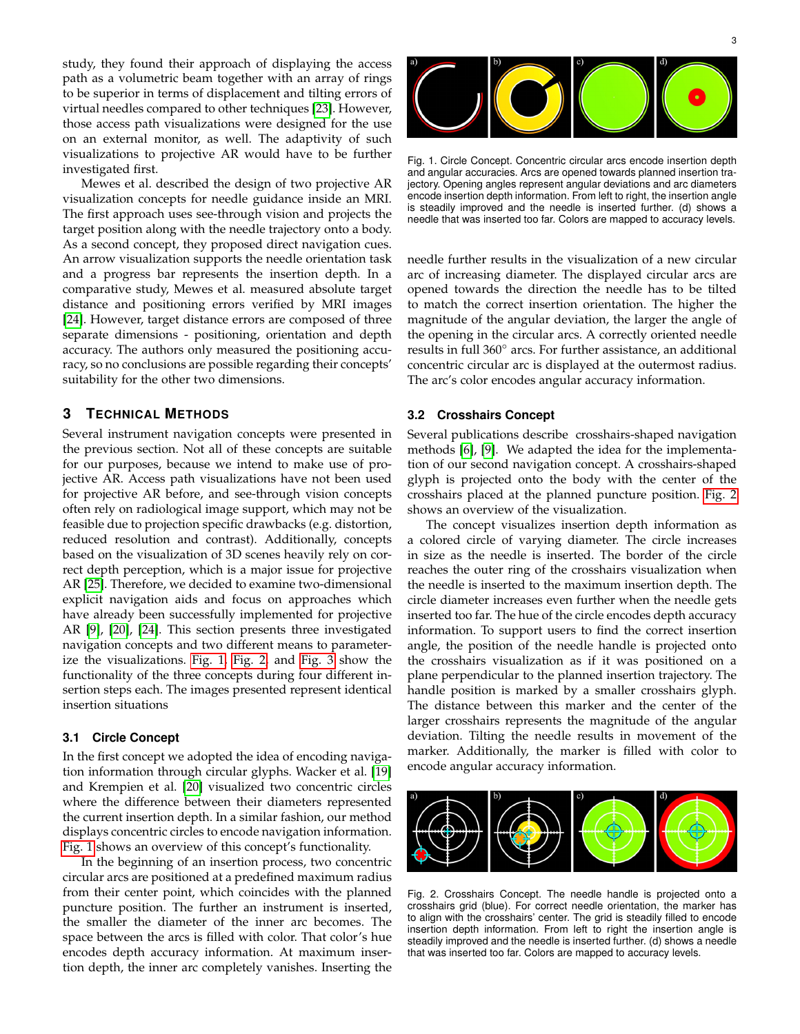study, they found their approach of displaying the access path as a volumetric beam together with an array of rings to be superior in terms of displacement and tilting errors of virtual needles compared to other techniques [23]. However, those access path visualizations were designed for the use on an external monitor, as well. The adaptivity of such visualizations to projective AR would have to be further investigated first.

Mewes et al. described the design of two projective AR visualization concepts for needle guidance inside an MRI. The first approach uses see-through vision and projects the target position along with the needle trajectory onto a body. As a second concept, they proposed direct navigation cues. An arrow visualization supports the needle orientation task and a progress bar represents the insertion depth. In a comparative study, Mewes et al. measured absolute target distance and positioning errors verified by MRI images [24]. However, target distance errors are composed of three separate dimensions - positioning, orientation and depth accuracy. The authors only measured the positioning accuracy, so no conclusions are possible regarding their concepts' suitability for the other two dimensions.

## 3 Technical Methods

Several instrument navigation concepts were presented in the previous section. Not all of these concepts are suitable for our purposes, because we intend to make use of projective AR. Access path visualizations have not been used for projective AR before, and see-through vision concepts often rely on radiological image support, which may not be feasible due to projection specific drawbacks (e.g. distortion, reduced resolution and contrast). Additionally, concepts based on the visualization of 3D scenes heavily rely on correct depth perception, which is a major issue for projective AR [25]. Therefore, we decided to examine two-dimensional explicit navigation aids and focus on approaches which have already been successfully implemented for projective AR [9], [20], [24]. This section presents three investigated navigation concepts and two different means to parameterize the visualizations. Fig. 1, Fig. 2, and Fig. 3 show the functionality of the three concepts during four different insertion steps each. The images presented represent identical insertion situations

### 3.1 Circle Concept

In the first concept we adopted the idea of encoding navigation information through circular glyphs. Wacker et al. [19] and Krempien et al. [20] visualized two concentric circles where the difference between their diameters represented the current insertion depth. In a similar fashion, our method displays concentric circles to encode navigation information. Fig. 1 shows an overview of this concept's functionality.

In the beginning of an insertion process, two concentric circular arcs are positioned at a predefined maximum radius from their center point, which coincides with the planned puncture position. The further an instrument is inserted, the smaller the diameter of the inner arc becomes. The space between the arcs is filled with color. That color's hue encodes depth accuracy information. At maximum insertion depth, the inner arc completely vanishes. Inserting the needle further results in the visualization of a new circular arc of increasing diameter. The displayed circular arcs are opened towards the direction the needle has to be tilted to match the correct insertion orientation. The higher the magnitude of the angular deviation, the larger the angle of the opening in the circular arcs. A correctly oriented needle results in full 360° arcs. For further assistance, an additional concentric circular arc is displayed at the outermost radius. The arc's color encodes angular accuracy information.

Fig. 1. Circle Concept. Concentric circular arcs encode insertion depth and angular accuracies. Arcs are opened towards planned insertion trajectory. Opening angles represent angular deviations and arc diameters encode insertion depth information. From left to right, the insertion angle is steadily improved and the needle is inserted further. (d) shows a needle that was inserted too far. Colors are mapped to accuracy levels.

### 3.2 Crosshairs Concept

Several publications describe crosshairs-shaped navigation methods [6], [9]. We adapted the idea for the implementation of our second navigation concept. A crosshairs-shaped glyph is projected onto the body with the center of the crosshairs placed at the planned puncture position. Fig. 2 shows an overview of the visualization.

The concept visualizes insertion depth information as a colored circle of varying diameter. The circle increases in size as the needle is inserted. The border of the circle reaches the outer ring of the crosshairs visualization when the needle is inserted to the maximum insertion depth. The circle diameter increases even further when the needle gets inserted too far. The hue of the circle encodes depth accuracy information. To support users to find the correct insertion angle, the position of the needle handle is projected onto the crosshairs visualization as if it was positioned on a plane perpendicular to the planned insertion trajectory. The handle position is marked by a smaller crosshairs glyph. The distance between this marker and the center of the larger crosshairs represents the magnitude of the angular deviation. Tilting the needle results in movement of the marker. Additionally, the marker is filled with color to encode angular accuracy information.

Fig. 2. Crosshairs Concept. The needle handle is projected onto a crosshairs grid (blue). For correct needle orientation, the marker has to align with the crosshairs' center. The grid is steadily filled to encode insertion depth information. From left to right the insertion angle is steadily improved and the needle is inserted further. (d) shows a needle that was inserted too far. Colors are mapped to accuracy levels.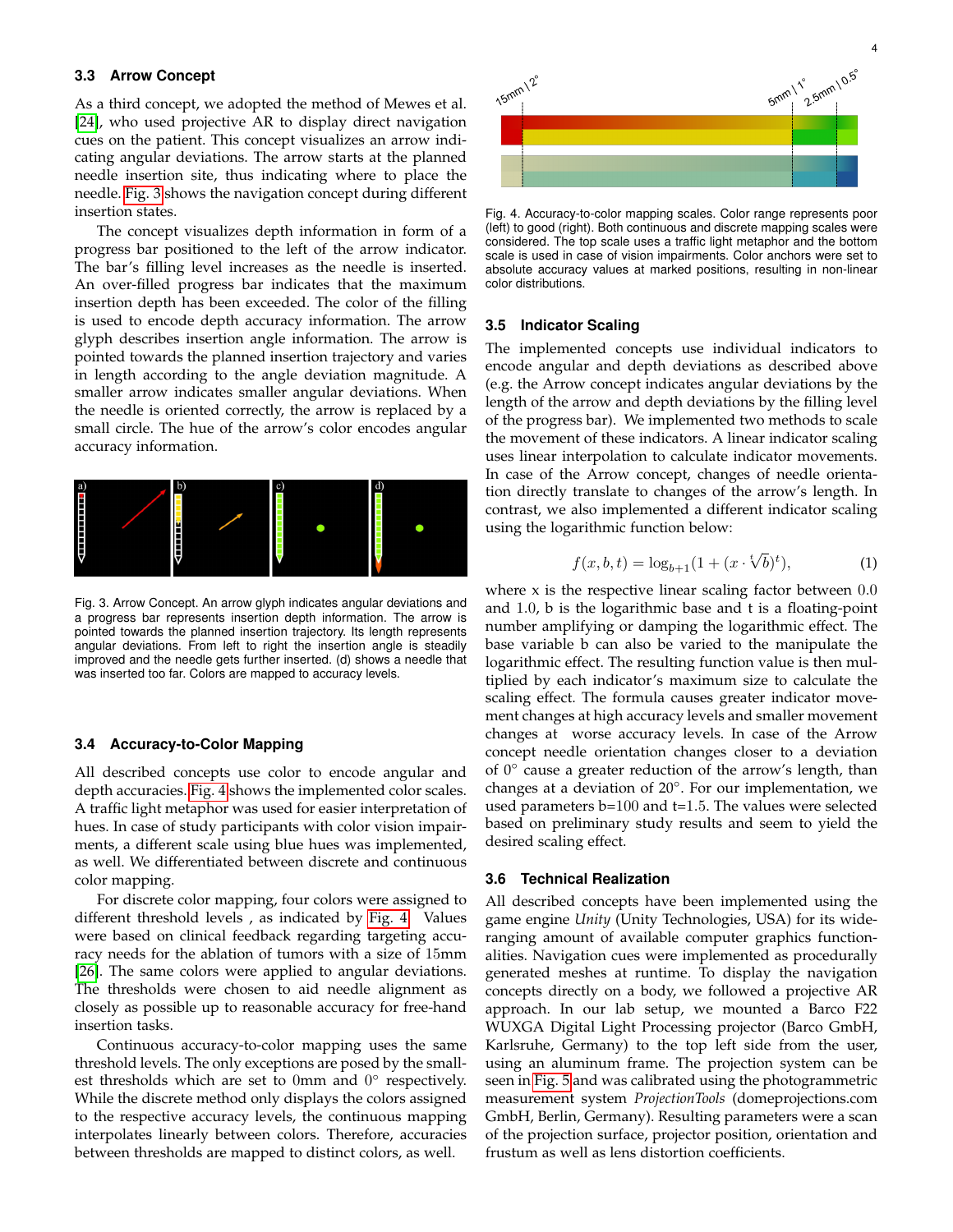### 3.3 Arrow Concept

As a third concept, we adopted the method of Mewes et al. [24], who used projective AR to display direct navigation cues on the patient. This concept visualizes an arrow indicating angular deviations. The arrow starts at the planned needle insertion site, thus indicating where to place the needle. Fig. 3 shows the navigation concept during different insertion states.

The concept visualizes depth information in form of a progress bar positioned to the left of the arrow indicator. The bar's filling level increases as the needle is inserted. An over-filled progress bar indicates that the maximum insertion depth has been exceeded. The color of the filling is used to encode depth accuracy information. The arrow glyph describes insertion angle information. The arrow is pointed towards the planned insertion trajectory and varies in length according to the angle deviation magnitude. A smaller arrow indicates smaller angular deviations. When the needle is oriented correctly, the arrow is replaced by a small circle. The hue of the arrow's color encodes angular accuracy information.

Fig. 3. Arrow Concept. An arrow glyph indicates angular deviations and a progress bar represents insertion depth information. The arrow is pointed towards the planned insertion trajectory. Its length represents angular deviations. From left to right the insertion angle is steadily improved and the needle gets further inserted. (d) shows a needle that was inserted too far. Colors are mapped to accuracy levels.

### 3.4 Accuracy-to-Color Mapping

All described concepts use color to encode angular and depth accuracies. Fig. 4 shows the implemented color scales. A traffic light metaphor was used for easier interpretation of hues. In case of study participants with color vision impairments, a different scale using blue hues was implemented, as well. We differentiated between discrete and continuous color mapping.

For discrete color mapping, four colors were assigned to different threshold levels , as indicated by Fig. 4. Values were based on clinical feedback regarding targeting accuracy needs for the ablation of tumors with a size of 15mm [26]. The same colors were applied to angular deviations. The thresholds were chosen to aid needle alignment as closely as possible up to reasonable accuracy for free-hand insertion tasks.

Continuous accuracy-to-color mapping uses the same threshold levels. The only exceptions are posed by the smallest thresholds which are set to 0mm and 0° respectively. While the discrete method only displays the colors assigned to the respective accuracy levels, the continuous mapping interpolates linearly between colors. Therefore, accuracies between thresholds are mapped to distinct colors, as well.

Fig. 4. Accuracy-to-color mapping scales. Color range represents poor (left) to good (right). Both continuous and discrete mapping scales were considered. The top scale uses a traffic light metaphor and the bottom scale is used in case of vision impairments. Color anchors were set to absolute accuracy values at marked positions, resulting in non-linear color distributions.

### 3.5 Indicator Scaling

The implemented concepts use individual indicators to encode angular and depth deviations as described above (e.g. the Arrow concept indicates angular deviations by the length of the arrow and depth deviations by the filling level of the progress bar). We implemented two methods to scale the movement of these indicators. A linear indicator scaling uses linear interpolation to calculate indicator movements. In case of the Arrow concept, changes of needle orientation directly translate to changes of the arrow's length. In contrast, we also implemented a different indicator scaling using the logarithmic function below:

$$f(x, b, t) = \log_{b+1}(1 + (x \cdot \sqrt[t]{b})^t), \tag{1}$$

where x is the respective linear scaling factor between 0.0 and 1.0, b is the logarithmic base and t is a floating-point number amplifying or damping the logarithmic effect. The base variable b can also be varied to the manipulate the logarithmic effect. The resulting function value is then multiplied by each indicator's maximum size to calculate the scaling effect. The formula causes greater indicator movement changes at high accuracy levels and smaller movement changes at worse accuracy levels. In case of the Arrow concept needle orientation changes closer to a deviation of 0° cause a greater reduction of the arrow's length, than changes at a deviation of 20°. For our implementation, we used parameters b=100 and t=1.5. The values were selected based on preliminary study results and seem to yield the desired scaling effect.

### 3.6 Technical Realization

All described concepts have been implemented using the game engine *Unity* (Unity Technologies, USA) for its wide-ranging amount of available computer graphics functionalities. Navigation cues were implemented as procedurally generated meshes at runtime. To display the navigation concepts directly on a body, we followed a projective AR approach. In our lab setup, we mounted a Barco F22 WUXGA Digital Light Processing projector (Barco GmbH, Karlsruhe, Germany) to the top left side from the user, using an aluminum frame. The projection system can be seen in Fig. 5 and was calibrated using the photogrammetric measurement system *ProjectionTools* (domeprojections.com GmbH, Berlin, Germany). Resulting parameters were a scan of the projection surface, projector position, orientation and frustum as well as lens distortion coefficients.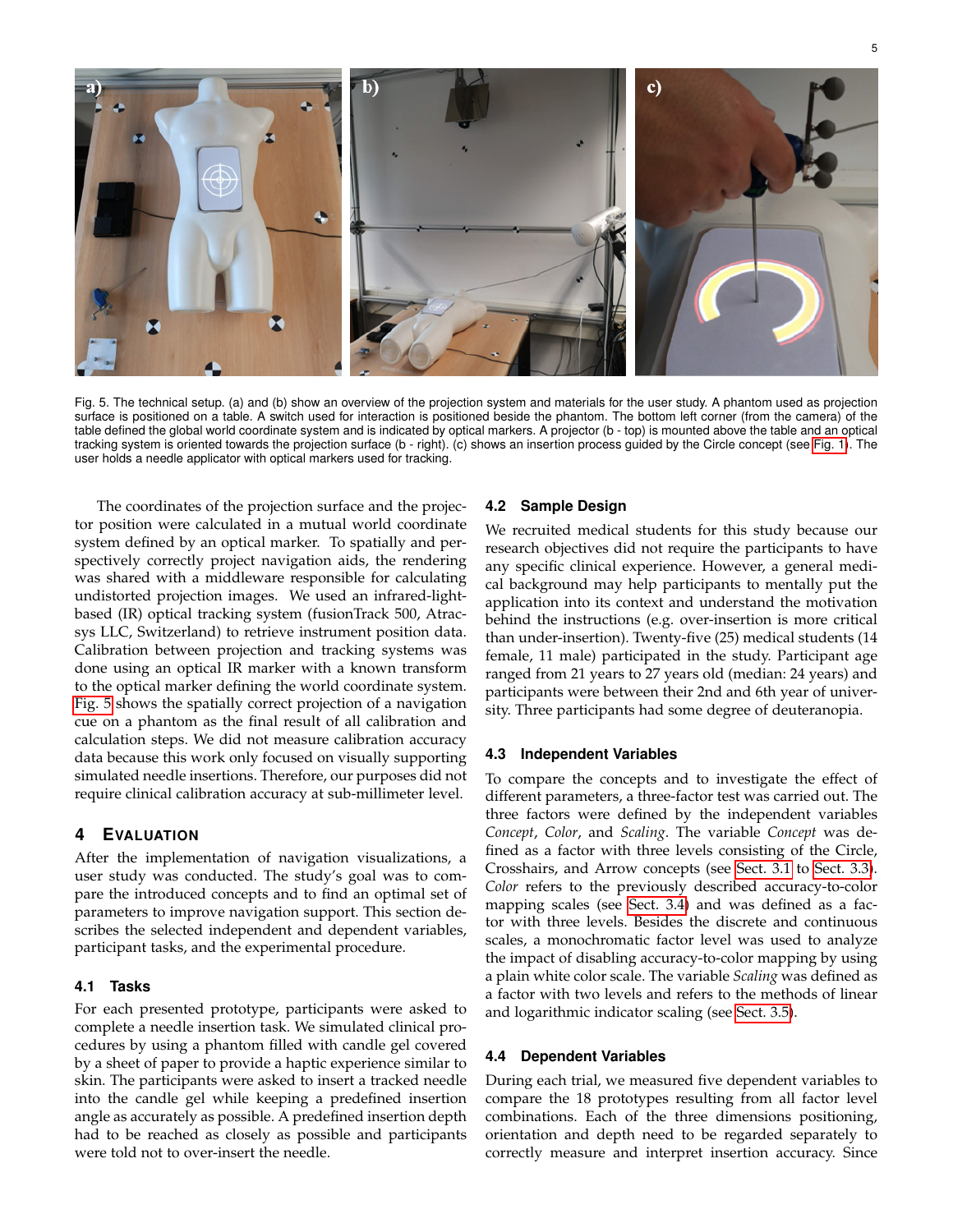Fig. 5. The technical setup. (a) and (b) show an overview of the projection system and materials for the user study. A phantom used as projection surface is positioned on a table. A switch used for interaction is positioned beside the phantom. The bottom left corner (from the camera) of the table defined the global world coordinate system and is indicated by optical markers. A projector (b - top) is mounted above the table and an optical tracking system is oriented towards the projection surface (b - right). (c) shows an insertion process guided by the Circle concept (see Fig. 1). The user holds a needle applicator with optical markers used for tracking.

The coordinates of the projection surface and the projector position were calculated in a mutual world coordinate system defined by an optical marker. To spatially and perspectively correctly project navigation aids, the rendering was shared with a middleware responsible for calculating undistorted projection images. We used an infrared-light-based (IR) optical tracking system (fusionTrack 500, Atracsys LLC, Switzerland) to retrieve instrument position data. Calibration between projection and tracking systems was done using an optical IR marker with a known transform to the optical marker defining the world coordinate system. Fig. 5 shows the spatially correct projection of a navigation cue on a phantom as the final result of all calibration and calculation steps. We did not measure calibration accuracy data because this work only focused on visually supporting simulated needle insertions. Therefore, our purposes did not require clinical calibration accuracy at sub-millimeter level.

## 4 Evaluation

After the implementation of navigation visualizations, a user study was conducted. The study's goal was to compare the introduced concepts and to find an optimal set of parameters to improve navigation support. This section describes the selected independent and dependent variables, participant tasks, and the experimental procedure.

### 4.1 Tasks

For each presented prototype, participants were asked to complete a needle insertion task. We simulated clinical procedures by using a phantom filled with candle gel covered by a sheet of paper to provide a haptic experience similar to skin. The participants were asked to insert a tracked needle into the candle gel while keeping a predefined insertion angle as accurately as possible. A predefined insertion depth had to be reached as closely as possible and participants were told not to over-insert the needle.

### 4.2 Sample Design

We recruited medical students for this study because our research objectives did not require the participants to have any specific clinical experience. However, a general medical background may help participants to mentally put the application into its context and understand the motivation behind the instructions (e.g. over-insertion is more critical than under-insertion). Twenty-five (25) medical students (14 female, 11 male) participated in the study. Participant age ranged from 21 years to 27 years old (median: 24 years) and participants were between their 2nd and 6th year of university. Three participants had some degree of deuteranopia.

### 4.3 Independent Variables

To compare the concepts and to investigate the effect of different parameters, a three-factor test was carried out. The three factors were defined by the independent variables *Concept*, *Color*, and *Scaling*. The variable *Concept* was defined as a factor with three levels consisting of the Circle, Crosshairs, and Arrow concepts (see Sect. 3.1 to Sect. 3.3). *Color* refers to the previously described accuracy-to-color mapping scales (see Sect. 3.4) and was defined as a factor with three levels. Besides the discrete and continuous scales, a monochromatic factor level was used to analyze the impact of disabling accuracy-to-color mapping by using a plain white color scale. The variable *Scaling* was defined as a factor with two levels and refers to the methods of linear and logarithmic indicator scaling (see Sect. 3.5).

### 4.4 Dependent Variables

During each trial, we measured five dependent variables to compare the 18 prototypes resulting from all factor level combinations. Each of the three dimensions positioning, orientation and depth need to be regarded separately to correctly measure and interpret insertion accuracy. Since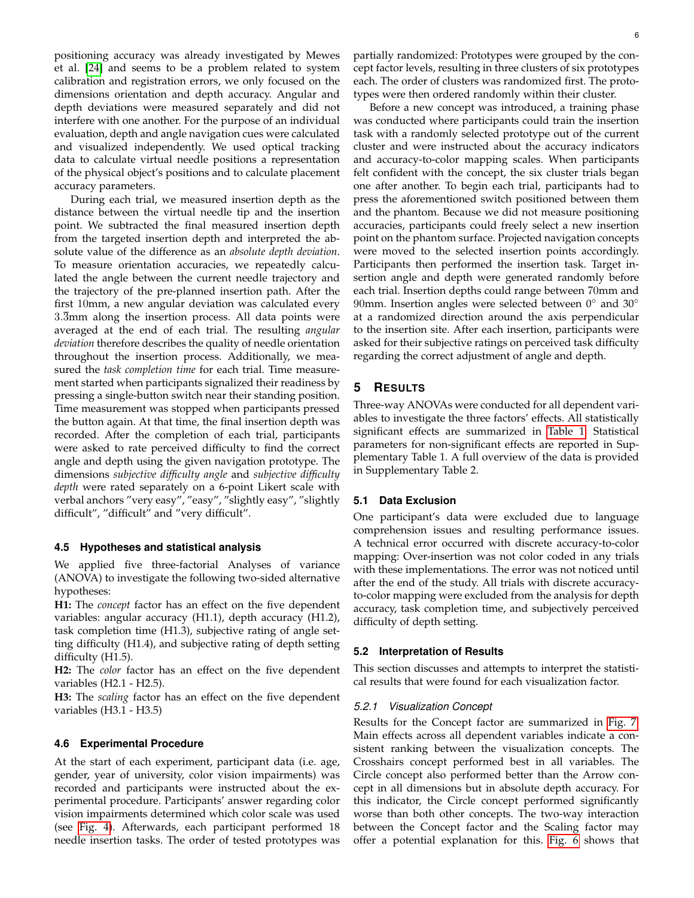positioning accuracy was already investigated by Mewes et al. [24] and seems to be a problem related to system calibration and registration errors, we only focused on the dimensions orientation and depth accuracy. Angular and depth deviations were measured separately and did not interfere with one another. For the purpose of an individual evaluation, depth and angle navigation cues were calculated and visualized independently. We used optical tracking data to calculate virtual needle positions a representation of the physical object's positions and to calculate placement accuracy parameters.

During each trial, we measured insertion depth as the distance between the virtual needle tip and the insertion point. We subtracted the final measured insertion depth from the targeted insertion depth and interpreted the absolute value of the difference as an *absolute depth deviation*. To measure orientation accuracies, we repeatedly calculated the angle between the current needle trajectory and the trajectory of the pre-planned insertion path. After the first 10mm, a new angular deviation was calculated every $3.\bar{3}$mm along the insertion process. All data points were averaged at the end of each trial. The resulting *angular deviation* therefore describes the quality of needle orientation throughout the insertion process. Additionally, we measured the *task completion time* for each trial. Time measurement started when participants signalized their readiness by pressing a single-button switch near their standing position. Time measurement was stopped when participants pressed the button again. At that time, the final insertion depth was recorded. After the completion of each trial, participants were asked to rate perceived difficulty to find the correct angle and depth using the given navigation prototype. The dimensions *subjective difficulty angle* and *subjective difficulty depth* were rated separately on a 6-point Likert scale with verbal anchors "very easy", "easy", "slightly easy", "slightly difficult", "difficult" and "very difficult".

### 4.5 Hypotheses and statistical analysis

We applied five three-factorial Analyses of variance (ANOVA) to investigate the following two-sided alternative hypotheses:

**H1:** The *concept* factor has an effect on the five dependent variables: angular accuracy (H1.1), depth accuracy (H1.2), task completion time (H1.3), subjective rating of angle setting difficulty (H1.4), and subjective rating of depth setting difficulty (H1.5).

**H2:** The *color* factor has an effect on the five dependent variables (H2.1 - H2.5).

**H3:** The *scaling* factor has an effect on the five dependent variables (H3.1 - H3.5)

### 4.6 Experimental Procedure

At the start of each experiment, participant data (i.e. age, gender, year of university, color vision impairments) was recorded and participants were instructed about the experimental procedure. Participants' answer regarding color vision impairments determined which color scale was used (see Fig. 4). Afterwards, each participant performed 18 needle insertion tasks. The order of tested prototypes was partially randomized: Prototypes were grouped by the concept factor levels, resulting in three clusters of six prototypes each. The order of clusters was randomized first. The prototypes were then ordered randomly within their cluster.

Before a new concept was introduced, a training phase was conducted where participants could train the insertion task with a randomly selected prototype out of the current cluster and were instructed about the accuracy indicators and accuracy-to-color mapping scales. When participants felt confident with the concept, the six cluster trials began one after another. To begin each trial, participants had to press the aforementioned switch positioned between them and the phantom. Because we did not measure positioning accuracies, participants could freely select a new insertion point on the phantom surface. Projected navigation concepts were moved to the selected insertion points accordingly. Participants then performed the insertion task. Target insertion angle and depth were generated randomly before each trial. Insertion depths could range between 70mm and 90mm. Insertion angles were selected between $0°$ and $30°$ at a randomized direction around the axis perpendicular to the insertion site. After each insertion, participants were asked for their subjective ratings on perceived task difficulty regarding the correct adjustment of angle and depth.

## 5 Results

Three-way ANOVAs were conducted for all dependent variables to investigate the three factors' effects. All statistically significant effects are summarized in Table 1. Statistical parameters for non-significant effects are reported in Supplementary Table 1. A full overview of the data is provided in Supplementary Table 2.

### 5.1 Data Exclusion

One participant's data were excluded due to language comprehension issues and resulting performance issues. A technical error occurred with discrete accuracy-to-color mapping: Over-insertion was not color coded in any trials with these implementations. The error was not noticed until after the end of the study. All trials with discrete accuracy-to-color mapping were excluded from the analysis for depth accuracy, task completion time, and subjectively perceived difficulty of depth setting.

### 5.2 Interpretation of Results

This section discusses and attempts to interpret the statistical results that were found for each visualization factor.

#### 5.2.1 Visualization Concept

Results for the Concept factor are summarized in Fig. 7. Main effects across all dependent variables indicate a consistent ranking between the visualization concepts. The Crosshairs concept performed best in all variables. The Circle concept also performed better than the Arrow concept in all dimensions but in absolute depth accuracy. For this indicator, the Circle concept performed significantly worse than both other concepts. The two-way interaction between the Concept factor and the Scaling factor may offer a potential explanation for this. Fig. 6 shows that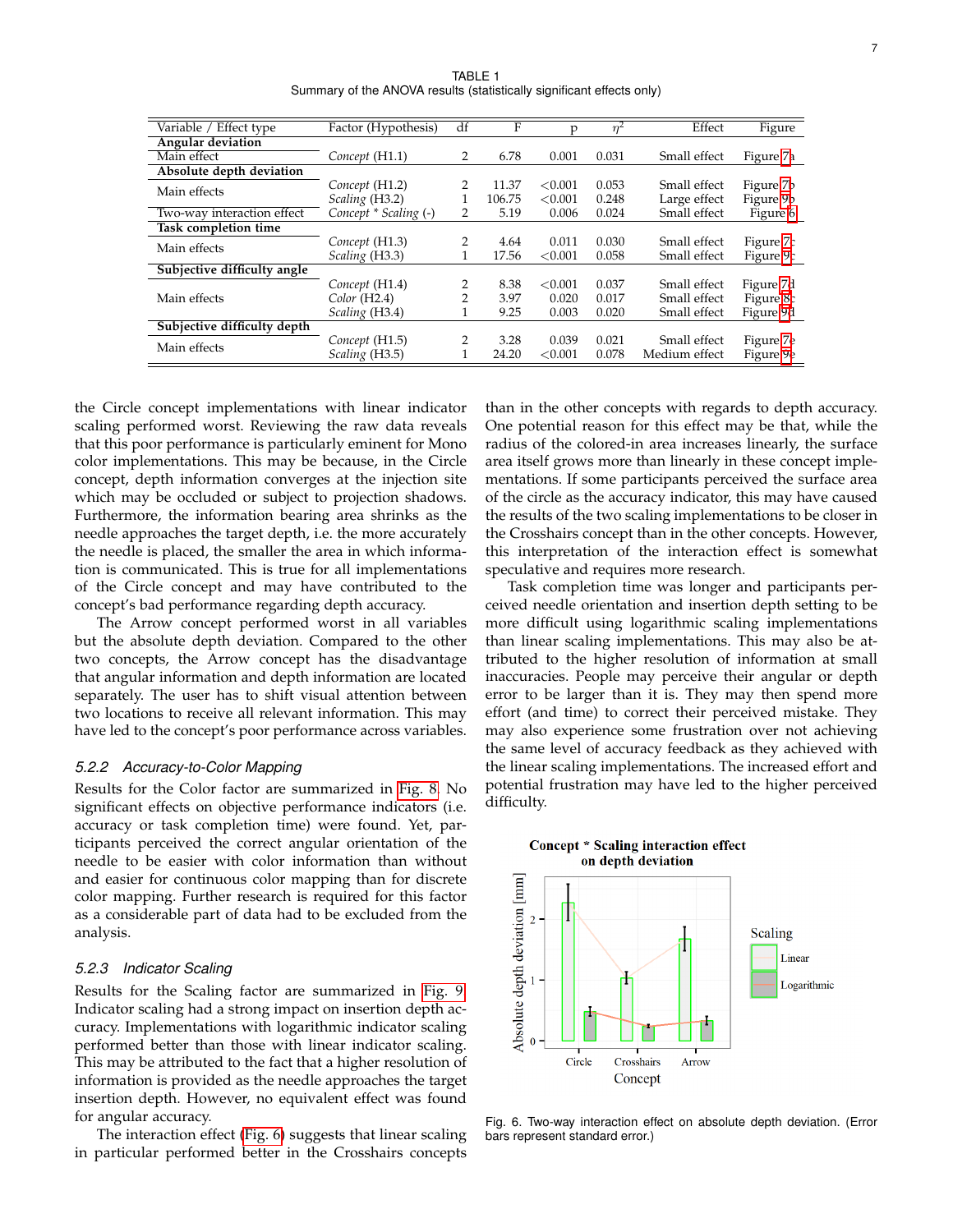TABLE 1
Summary of the ANOVA results (statistically significant effects only)

| Variable / Effect type | Factor (Hypothesis) | df | F | p | $\eta^2$ | Effect | Figure |
|---|---|---|---|---|---|---|---|
| **Angular deviation** | | | | | | | |
| Main effect | *Concept* (H1.1) | 2 | 6.78 | 0.001 | 0.031 | Small effect | Figure 7a |
| **Absolute depth deviation** | | | | | | | |
| Main effects | *Concept* (H1.2) | 2 | 11.37 | <0.001 | 0.053 | Small effect | Figure 7b |
| | *Scaling* (H3.2) | 1 | 106.75 | <0.001 | 0.248 | Large effect | Figure 9b |
| Two-way interaction effect | *Concept* * *Scaling* (-) | 2 | 5.19 | 0.006 | 0.024 | Small effect | Figure 6 |
| **Task completion time** | | | | | | | |
| Main effects | *Concept* (H1.3) | 2 | 4.64 | 0.011 | 0.030 | Small effect | Figure 7c |
| | *Scaling* (H3.3) | 1 | 17.56 | <0.001 | 0.058 | Small effect | Figure 9c |
| **Subjective difficulty angle** | | | | | | | |
| Main effects | *Concept* (H1.4) | 2 | 8.38 | <0.001 | 0.037 | Small effect | Figure 7d |
| | *Color* (H2.4) | 2 | 3.97 | 0.020 | 0.017 | Small effect | Figure 8c |
| | *Scaling* (H3.4) | 1 | 9.25 | 0.003 | 0.020 | Small effect | Figure 9d |
| **Subjective difficulty depth** | | | | | | | |
| Main effects | *Concept* (H1.5) | 2 | 3.28 | 0.039 | 0.021 | Small effect | Figure 7e |
| | *Scaling* (H3.5) | 1 | 24.20 | <0.001 | 0.078 | Medium effect | Figure 9e |

the Circle concept implementations with linear indicator scaling performed worst. Reviewing the raw data reveals that this poor performance is particularly eminent for Mono color implementations. This may be because, in the Circle concept, depth information converges at the injection site which may be occluded or subject to projection shadows. Furthermore, the information bearing area shrinks as the needle approaches the target depth, i.e. the more accurately the needle is placed, the smaller the area in which information is communicated. This is true for all implementations of the Circle concept and may have contributed to the concept's bad performance regarding depth accuracy.

The Arrow concept performed worst in all variables but the absolute depth deviation. Compared to the other two concepts, the Arrow concept has the disadvantage that angular information and depth information are located separately. The user has to shift visual attention between two locations to receive all relevant information. This may have led to the concept's poor performance across variables.

### 5.2.2 Accuracy-to-Color Mapping

Results for the Color factor are summarized in Fig. 8. No significant effects on objective performance indicators (i.e. accuracy or task completion time) were found. Yet, participants perceived the correct angular orientation of the needle to be easier with color information than without and easier for continuous color mapping than for discrete color mapping. Further research is required for this factor as a considerable part of data had to be excluded from the analysis.

### 5.2.3 Indicator Scaling

Results for the Scaling factor are summarized in Fig. 9. Indicator scaling had a strong impact on insertion depth accuracy. Implementations with logarithmic indicator scaling performed better than those with linear indicator scaling. This may be attributed to the fact that a higher resolution of information is provided as the needle approaches the target insertion depth. However, no equivalent effect was found for angular accuracy.

The interaction effect (Fig. 6) suggests that linear scaling in particular performed better in the Crosshairs concepts than in the other concepts with regards to depth accuracy. One potential reason for this effect may be that, while the radius of the colored-in area increases linearly, the surface area itself grows more than linearly in these concept implementations. If some participants perceived the surface area of the circle as the accuracy indicator, this may have caused the results of the two scaling implementations to be closer in the Crosshairs concept than in the other concepts. However, this interpretation of the interaction effect is somewhat speculative and requires more research.

Task completion time was longer and participants perceived needle orientation and insertion depth setting to be more difficult using logarithmic scaling implementations than linear scaling implementations. This may also be attributed to the higher resolution of information at small inaccuracies. People may perceive their angular or depth error to be larger than it is. They may then spend more effort (and time) to correct their perceived mistake. They may also experience some frustration over not achieving the same level of accuracy feedback as they achieved with the linear scaling implementations. The increased effort and potential frustration may have led to the higher perceived difficulty.

Fig. 6. Two-way interaction effect on absolute depth deviation. (Error bars represent standard error.)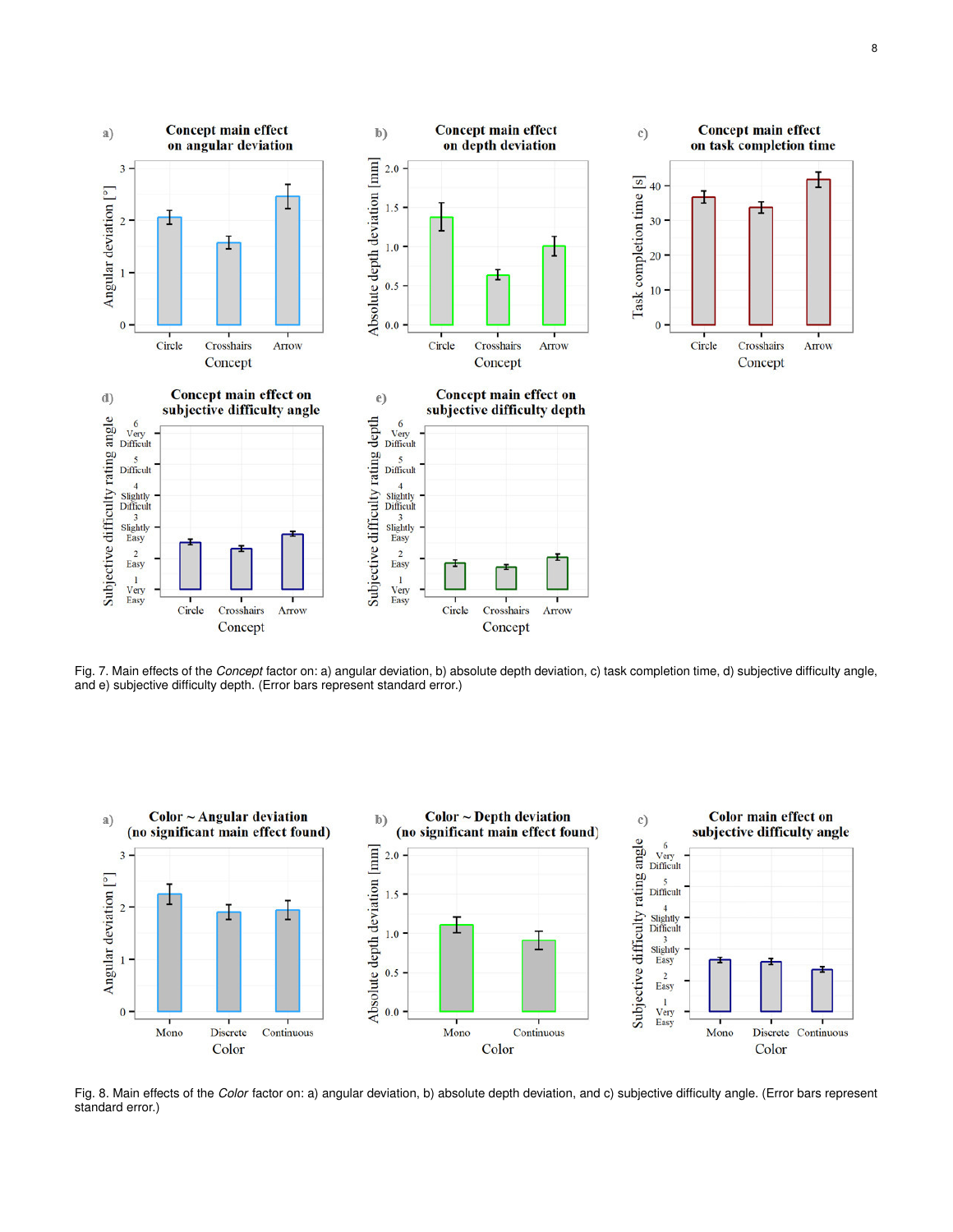Fig. 7. Main effects of the *Concept* factor on: a) angular deviation, b) absolute depth deviation, c) task completion time, d) subjective difficulty angle, and e) subjective difficulty depth. (Error bars represent standard error.)

Fig. 8. Main effects of the *Color* factor on: a) angular deviation, b) absolute depth deviation, and c) subjective difficulty angle. (Error bars represent standard error.)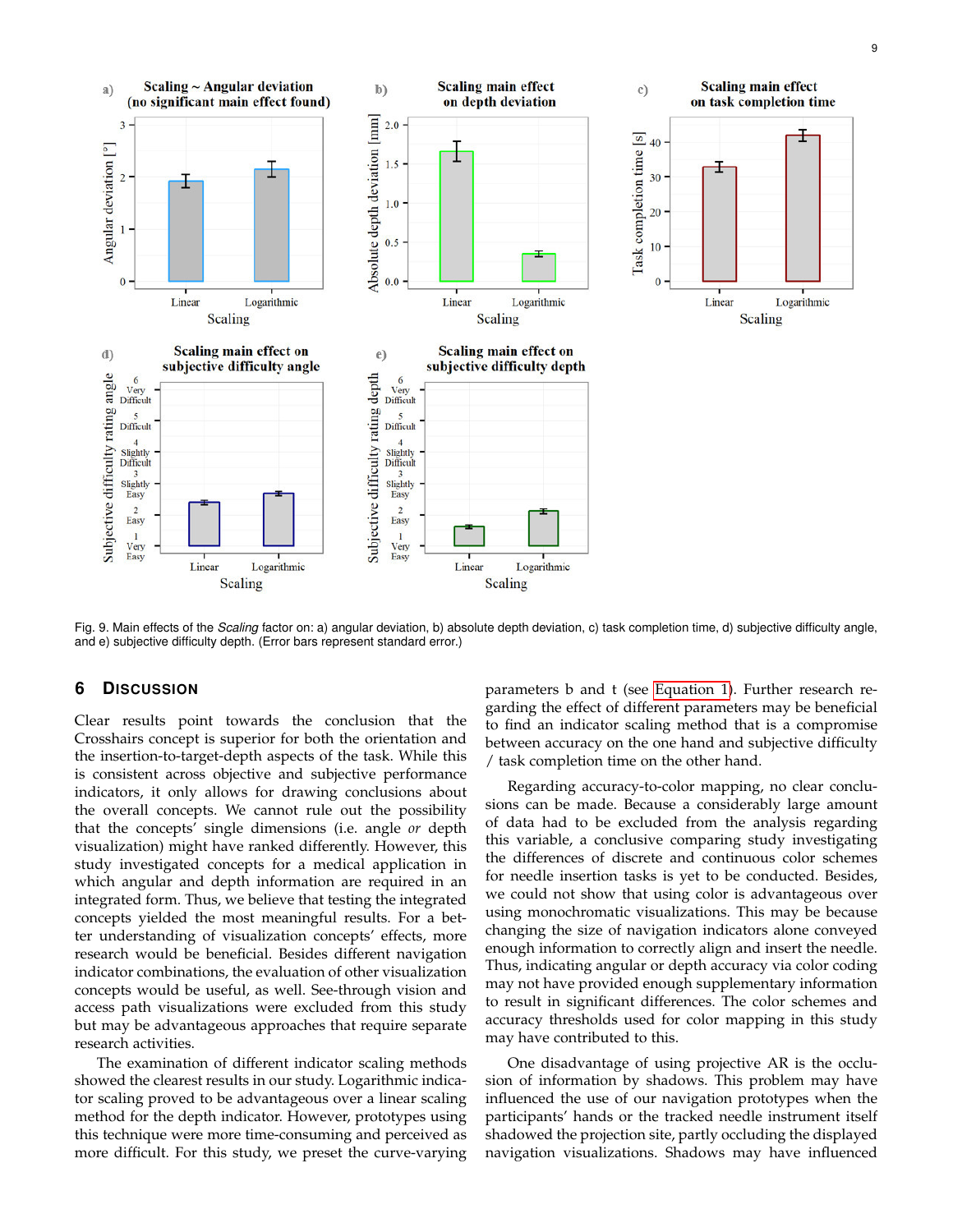Fig. 9. Main effects of the *Scaling* factor on: a) angular deviation, b) absolute depth deviation, c) task completion time, d) subjective difficulty angle, and e) subjective difficulty depth. (Error bars represent standard error.)

## 6 Discussion

Clear results point towards the conclusion that the Crosshairs concept is superior for both the orientation and the insertion-to-target-depth aspects of the task. While this is consistent across objective and subjective performance indicators, it only allows for drawing conclusions about the overall concepts. We cannot rule out the possibility that the concepts' single dimensions (i.e. angle *or* depth visualization) might have ranked differently. However, this study investigated concepts for a medical application in which angular and depth information are required in an integrated form. Thus, we believe that testing the integrated concepts yielded the most meaningful results. For a better understanding of visualization concepts' effects, more research would be beneficial. Besides different navigation indicator combinations, the evaluation of other visualization concepts would be useful, as well. See-through vision and access path visualizations were excluded from this study but may be advantageous approaches that require separate research activities.

The examination of different indicator scaling methods showed the clearest results in our study. Logarithmic indicator scaling proved to be advantageous over a linear scaling method for the depth indicator. However, prototypes using this technique were more time-consuming and perceived as more difficult. For this study, we preset the curve-varying parameters b and t (see Equation 1). Further research regarding the effect of different parameters may be beneficial to find an indicator scaling method that is a compromise between accuracy on the one hand and subjective difficulty / task completion time on the other hand.

Regarding accuracy-to-color mapping, no clear conclusions can be made. Because a considerably large amount of data had to be excluded from the analysis regarding this variable, a conclusive comparing study investigating the differences of discrete and continuous color schemes for needle insertion tasks is yet to be conducted. Besides, we could not show that using color is advantageous over using monochromatic visualizations. This may be because changing the size of navigation indicators alone conveyed enough information to correctly align and insert the needle. Thus, indicating angular or depth accuracy via color coding may not have provided enough supplementary information to result in significant differences. The color schemes and accuracy thresholds used for color mapping in this study may have contributed to this.

One disadvantage of using projective AR is the occlusion of information by shadows. This problem may have influenced the use of our navigation prototypes when the participants' hands or the tracked needle instrument itself shadowed the projection site, partly occluding the displayed navigation visualizations. Shadows may have influenced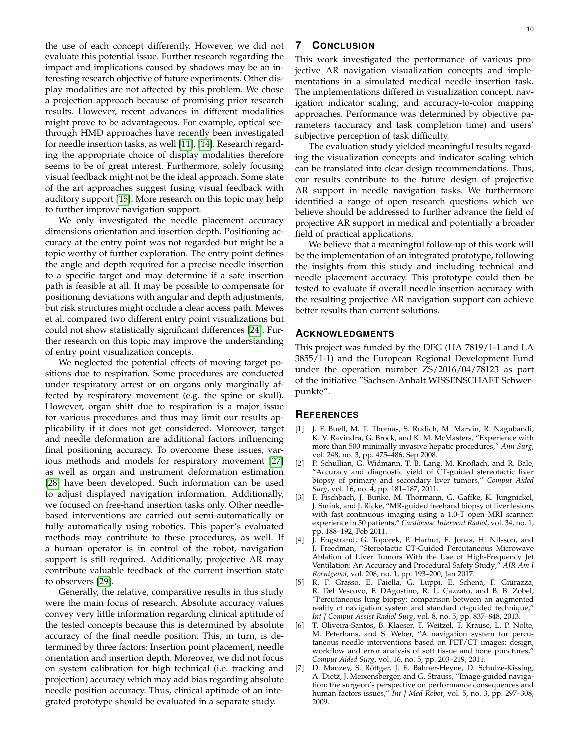the use of each concept differently. However, we did not evaluate this potential issue. Further research regarding the impact and implications caused by shadows may be an interesting research objective of future experiments. Other display modalities are not affected by this problem. We chose a projection approach because of promising prior research results. However, recent advances in different modalities might prove to be advantageous. For example, optical see-through HMD approaches have recently been investigated for needle insertion tasks, as well [11], [14]. Research regarding the appropriate choice of display modalities therefore seems to be of great interest. Furthermore, solely focusing visual feedback might not be the ideal approach. Some state of the art approaches suggest fusing visual feedback with auditory support [15]. More research on this topic may help to further improve navigation support.

We only investigated the needle placement accuracy dimensions orientation and insertion depth. Positioning accuracy at the entry point was not regarded but might be a topic worthy of further exploration. The entry point defines the angle and depth required for a precise needle insertion to a specific target and may determine if a safe insertion path is feasible at all. It may be possible to compensate for positioning deviations with angular and depth adjustments, but risk structures might occlude a clear access path. Mewes et al. compared two different entry point visualizations but could not show statistically significant differences [24]. Further research on this topic may improve the understanding of entry point visualization concepts.

We neglected the potential effects of moving target positions due to respiration. Some procedures are conducted under respiratory arrest or on organs only marginally affected by respiratory movement (e.g. the spine or skull). However, organ shift due to respiration is a major issue for various procedures and thus may limit our results applicability if it does not get considered. Moreover, target and needle deformation are additional factors influencing final positioning accuracy. To overcome these issues, various methods and models for respiratory movement [27] as well as organ and instrument deformation estimation [28] have been developed. Such information can be used to adjust displayed navigation information. Additionally, we focused on free-hand insertion tasks only. Other needle-based interventions are carried out semi-automatically or fully automatically using robotics. This paper's evaluated methods may contribute to these procedures, as well. If a human operator is in control of the robot, navigation support is still required. Additionally, projective AR may contribute valuable feedback of the current insertion state to observers [29].

Generally, the relative, comparative results in this study were the main focus of research. Absolute accuracy values convey very little information regarding clinical aptitude of the tested concepts because this is determined by absolute accuracy of the final needle position. This, in turn, is determined by three factors: Insertion point placement, needle orientation and insertion depth. Moreover, we did not focus on system calibration for high technical (i.e. tracking and projection) accuracy which may add bias regarding absolute needle position accuracy. Thus, clinical aptitude of an integrated prototype should be evaluated in a separate study.

## 7 Conclusion

This work investigated the performance of various projective AR navigation visualization concepts and implementations in a simulated medical needle insertion task. The implementations differed in visualization concept, navigation indicator scaling, and accuracy-to-color mapping approaches. Performance was determined by objective parameters (accuracy and task completion time) and users' subjective perception of task difficulty.

The evaluation study yielded meaningful results regarding the visualization concepts and indicator scaling which can be translated into clear design recommendations. Thus, our results contribute to the future design of projective AR support in needle navigation tasks. We furthermore identified a range of open research questions which we believe should be addressed to further advance the field of projective AR support in medical and potentially a broader field of practical applications.

We believe that a meaningful follow-up of this work will be the implementation of an integrated prototype, following the insights from this study and including technical and needle placement accuracy. This prototype could then be tested to evaluate if overall needle insertion accuracy with the resulting projective AR navigation support can achieve better results than current solutions.

## Acknowledgments

This project was funded by the DFG (HA 7819/1-1 and LA 3855/1-1) and the European Regional Development Fund under the operation number ZS/2016/04/78123 as part of the initiative "Sachsen-Anhalt WISSENSCHAFT Schwerpunkte".

## References

[1] J. F. Buell, M. T. Thomas, S. Rudich, M. Marvin, R. Nagubandi, K. V. Ravindra, G. Brock, and K. M. McMasters, "Experience with more than 500 minimally invasive hepatic procedures," *Ann Surg*, vol. 248, no. 3, pp. 475–486, Sep 2008.

[2] P. Schullian, G. Widmann, T. B. Lang, M. Knoflach, and R. Bale, "Accuracy and diagnostic yield of CT-guided stereotactic liver biopsy of primary and secondary liver tumors," *Comput Aided Surg*, vol. 16, no. 4, pp. 181–187, 2011.

[3] F. Fischbach, J. Bunke, M. Thormann, G. Gaffke, K. Jungnickel, J. Smink, and J. Ricke, "MR-guided freehand biopsy of liver lesions with fast continuous imaging using a 1.0-T open MRI scanner: experience in 50 patients," *Cardiovasc Intervent Radiol*, vol. 34, no. 1, pp. 188–192, Feb 2011.

[4] J. Engstrand, G. Toporek, P. Harbut, E. Jonas, H. Nilsson, and J. Freedman, "Stereotactic CT-Guided Percutaneous Microwave Ablation of Liver Tumors With the Use of High-Frequency Jet Ventilation: An Accuracy and Procedural Safety Study," *AJR Am J Roentgenol*, vol. 208, no. 1, pp. 193–200, Jan 2017.

[5] R. F. Grasso, E. Faiella, G. Luppi, E. Schena, F. Giurazza, R. Del Vescovo, F. DAgostino, R. L. Cazzato, and B. B. Zobel, "Percutaneous lung biopsy: comparison between an augmented reality ct navigation system and standard ct-guided technique," *Int J Comput Assist Radiol Surg*, vol. 8, no. 5, pp. 837–848, 2013.

[6] T. Oliveira-Santos, B. Klaeser, T. Weitzel, T. Krause, L. P. Nolte, M. Peterhans, and S. Weber, "A navigation system for percutaneous needle interventions based on PET/CT images: design, workflow and error analysis of soft tissue and bone punctures," *Comput Aided Surg*, vol. 16, no. 5, pp. 203–219, 2011.

[7] D. Manzey, S. Röttger, J. E. Bahner-Heyne, D. Schulze-Kissing, A. Dietz, J. Meixensberger, and G. Strauss, "Image-guided navigation: the surgeon's perspective on performance consequences and human factors issues," *Int J Med Robot*, vol. 5, no. 3, pp. 297–308, 2009.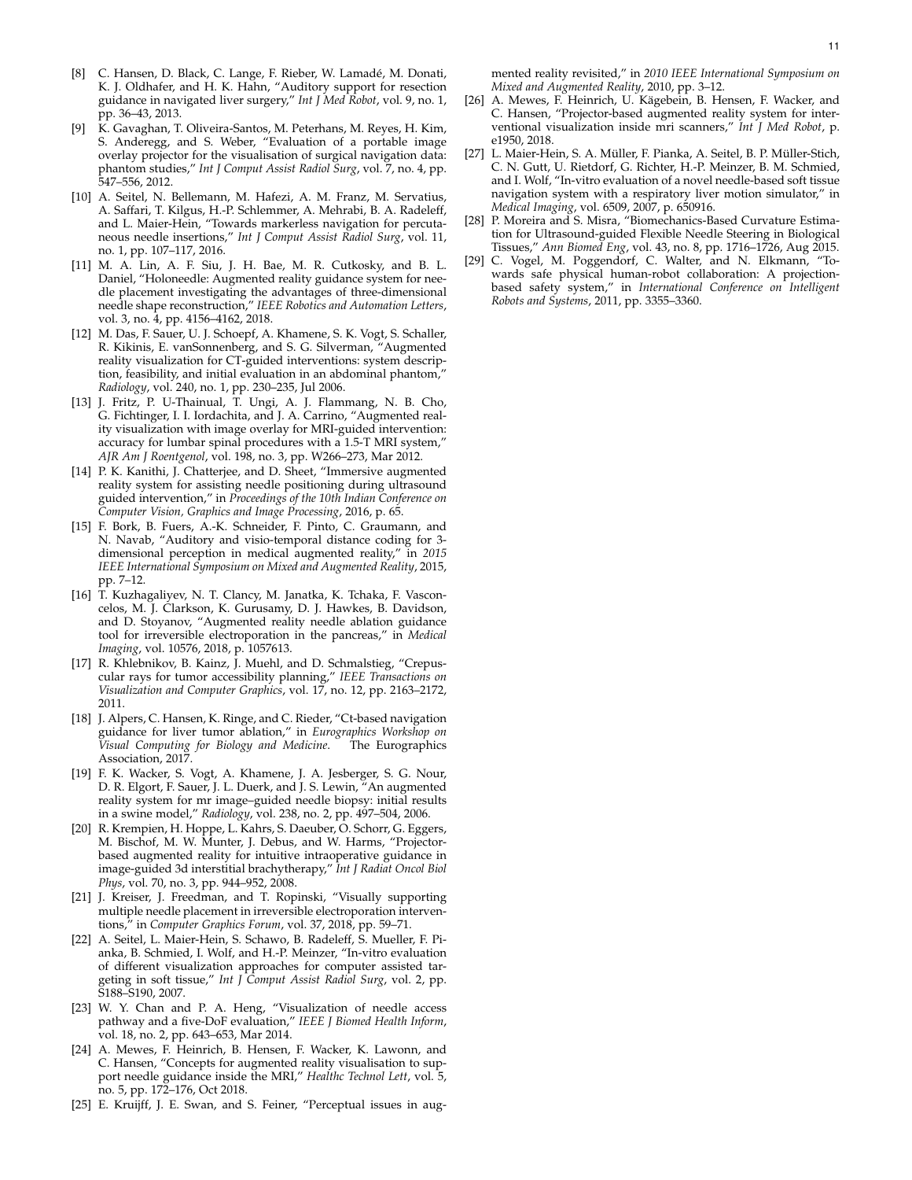[8] C. Hansen, D. Black, C. Lange, F. Rieber, W. Lamadé, M. Donati, K. J. Oldhafer, and H. K. Hahn, "Auditory support for resection guidance in navigated liver surgery," *Int J Med Robot*, vol. 9, no. 1, pp. 36–43, 2013.

[9] K. Gavaghan, T. Oliveira-Santos, M. Peterhans, M. Reyes, H. Kim, S. Anderegg, and S. Weber, "Evaluation of a portable image overlay projector for the visualisation of surgical navigation data: phantom studies," *Int J Comput Assist Radiol Surg*, vol. 7, no. 4, pp. 547–556, 2012.

[10] A. Seitel, N. Bellemann, M. Hafezi, A. M. Franz, M. Servatius, A. Saffari, T. Kilgus, H.-P. Schlemmer, A. Mehrabi, B. A. Radeleff, and L. Maier-Hein, "Towards markerless navigation for percutaneous needle insertions," *Int J Comput Assist Radiol Surg*, vol. 11, no. 1, pp. 107–117, 2016.

[11] M. A. Lin, A. F. Siu, J. H. Bae, M. R. Cutkosky, and B. L. Daniel, "Holoneedle: Augmented reality guidance system for needle placement investigating the advantages of three-dimensional needle shape reconstruction," *IEEE Robotics and Automation Letters*, vol. 3, no. 4, pp. 4156–4162, 2018.

[12] M. Das, F. Sauer, U. J. Schoepf, A. Khamene, S. K. Vogt, S. Schaller, R. Kikinis, E. vanSonnenberg, and S. G. Silverman, "Augmented reality visualization for CT-guided interventions: system description, feasibility, and initial evaluation in an abdominal phantom," *Radiology*, vol. 240, no. 1, pp. 230–235, Jul 2006.

[13] J. Fritz, P. U-Thainual, T. Ungi, A. J. Flammang, N. B. Cho, G. Fichtinger, I. I. Iordachita, and J. A. Carrino, "Augmented reality visualization with image overlay for MRI-guided intervention: accuracy for lumbar spinal procedures with a 1.5-T MRI system," *AJR Am J Roentgenol*, vol. 198, no. 3, pp. W266–273, Mar 2012.

[14] P. K. Kanithi, J. Chatterjee, and D. Sheet, "Immersive augmented reality system for assisting needle positioning during ultrasound guided intervention," in *Proceedings of the 10th Indian Conference on Computer Vision, Graphics and Image Processing*, 2016, p. 65.

[15] F. Bork, B. Fuers, A.-K. Schneider, F. Pinto, C. Graumann, and N. Navab, "Auditory and visio-temporal distance coding for 3-dimensional perception in medical augmented reality," in *2015 IEEE International Symposium on Mixed and Augmented Reality*, 2015, pp. 7–12.

[16] T. Kuzhagaliyev, N. T. Clancy, M. Janatka, K. Tchaka, F. Vasconcelos, M. J. Clarkson, K. Gurusamy, D. J. Hawkes, B. Davidson, and D. Stoyanov, "Augmented reality needle ablation guidance tool for irreversible electroporation in the pancreas," in *Medical Imaging*, vol. 10576, 2018, p. 1057613.

[17] R. Khlebnikov, B. Kainz, J. Muehl, and D. Schmalstieg, "Crepuscular rays for tumor accessibility planning," *IEEE Transactions on Visualization and Computer Graphics*, vol. 17, no. 12, pp. 2163–2172, 2011.

[18] J. Alpers, C. Hansen, K. Ringe, and C. Rieder, "Ct-based navigation guidance for liver tumor ablation," in *Eurographics Workshop on Visual Computing for Biology and Medicine*. The Eurographics Association, 2017.

[19] F. K. Wacker, S. Vogt, A. Khamene, J. A. Jesberger, S. G. Nour, D. R. Elgort, F. Sauer, J. L. Duerk, and J. S. Lewin, "An augmented reality system for mr image–guided needle biopsy: initial results in a swine model," *Radiology*, vol. 238, no. 2, pp. 497–504, 2006.

[20] R. Krempien, H. Hoppe, L. Kahrs, S. Daeuber, O. Schorr, G. Eggers, M. Bischof, M. W. Munter, J. Debus, and W. Harms, "Projector-based augmented reality for intuitive intraoperative guidance in image-guided 3d interstitial brachytherapy," *Int J Radiat Oncol Biol Phys*, vol. 70, no. 3, pp. 944–952, 2008.

[21] J. Kreiser, J. Freedman, and T. Ropinski, "Visually supporting multiple needle placement in irreversible electroporation interventions," in *Computer Graphics Forum*, vol. 37, 2018, pp. 59–71.

[22] A. Seitel, L. Maier-Hein, S. Schawo, B. Radeleff, S. Mueller, F. Pianka, B. Schmied, I. Wolf, and H.-P. Meinzer, "In-vitro evaluation of different visualization approaches for computer assisted targeting in soft tissue," *Int J Comput Assist Radiol Surg*, vol. 2, pp. S188–S190, 2007.

[23] W. Y. Chan and P. A. Heng, "Visualization of needle access pathway and a five-DoF evaluation," *IEEE J Biomed Health Inform*, vol. 18, no. 2, pp. 643–653, Mar 2014.

[24] A. Mewes, F. Heinrich, B. Hensen, F. Wacker, K. Lawonn, and C. Hansen, "Concepts for augmented reality visualisation to support needle guidance inside the MRI," *Healthc Technol Lett*, vol. 5, no. 5, pp. 172–176, Oct 2018.

[25] E. Kruijff, J. E. Swan, and S. Feiner, "Perceptual issues in augmented reality revisited," in *2010 IEEE International Symposium on Mixed and Augmented Reality*, 2010, pp. 3–12.

[26] A. Mewes, F. Heinrich, U. Kägebein, B. Hensen, F. Wacker, and C. Hansen, "Projector-based augmented reality system for interventional visualization inside mri scanners," *Int J Med Robot*, p. e1950, 2018.

[27] L. Maier-Hein, S. A. Müller, F. Pianka, A. Seitel, B. P. Müller-Stich, C. N. Gutt, U. Rietdorf, G. Richter, H.-P. Meinzer, B. M. Schmied, and I. Wolf, "In-vitro evaluation of a novel needle-based soft tissue navigation system with a respiratory liver motion simulator," in *Medical Imaging*, vol. 6509, 2007, p. 650916.

[28] P. Moreira and S. Misra, "Biomechanics-Based Curvature Estimation for Ultrasound-guided Flexible Needle Steering in Biological Tissues," *Ann Biomed Eng*, vol. 43, no. 8, pp. 1716–1726, Aug 2015.

[29] C. Vogel, M. Poggendorf, C. Walter, and N. Elkmann, "Towards safe physical human-robot collaboration: A projection-based safety system," in *International Conference on Intelligent Robots and Systems*, 2011, pp. 3355–3360.